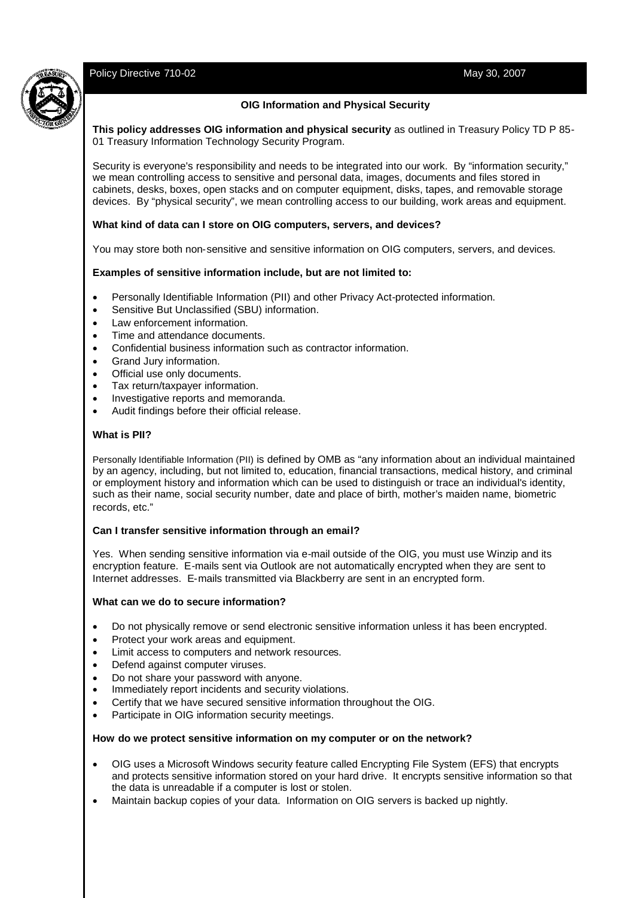Policy Directive 710-02 May 30, 2007

## OIG Information and Physical Security

**This policy addresses OIG information and physical security** as outlined in Treasury Policy TD P 85-01 Treasury Information Technology Security Program.

Security is everyone's responsibility and needs to be integrated into our work. By "information security," we mean controlling access to sensitive and personal data, images, documents and files stored in cabinets, desks, boxes, open stacks and on computer equipment, disks, tapes, and removable storage devices. By "physical security", we mean controlling access to our building, work areas and equipment.

### What kind of data can I store on OIG computers, servers, and devices?

You may store both non-sensitive and sensitive information on OIG computers, servers, and devices.

### Examples of sensitive information include, but are not limited to:

- Personally Identifiable Information (PII) and other Privacy Act-protected information.
- Sensitive But Unclassified (SBU) information.
- Law enforcement information.
- Time and attendance documents.
- Confidential business information such as contractor information.
- Grand Jury information.
- Official use only documents.
- Tax return/taxpayer information.
- Investigative reports and memoranda.
- Audit findings before their official release.

### What is PII?

Personally Identifiable Information (PII) is defined by OMB as "any information about an individual maintained by an agency, including, but not limited to, education, financial transactions, medical history, and criminal or employment history and information which can be used to distinguish or trace an individual's identity, such as their name, social security number, date and place of birth, mother's maiden name, biometric records, etc."

### Can I transfer sensitive information through an email?

Yes. When sending sensitive information via e-mail outside of the OIG, you must use Winzip and its encryption feature. E-mails sent via Outlook are not automatically encrypted when they are sent to Internet addresses. E-mails transmitted via Blackberry are sent in an encrypted form.

### What can we do to secure information?

- Do not physically remove or send electronic sensitive information unless it has been encrypted.
- Protect your work areas and equipment.
- Limit access to computers and network resources.
- Defend against computer viruses.
- Do not share your password with anyone.
- Immediately report incidents and security violations.
- Certify that we have secured sensitive information throughout the OIG.
- Participate in OIG information security meetings.

### How do we protect sensitive information on my computer or on the network?

- OIG uses a Microsoft Windows security feature called Encrypting File System (EFS) that encrypts and protects sensitive information stored on your hard drive. It encrypts sensitive information so that the data is unreadable if a computer is lost or stolen.
- Maintain backup copies of your data. Information on OIG servers is backed up nightly.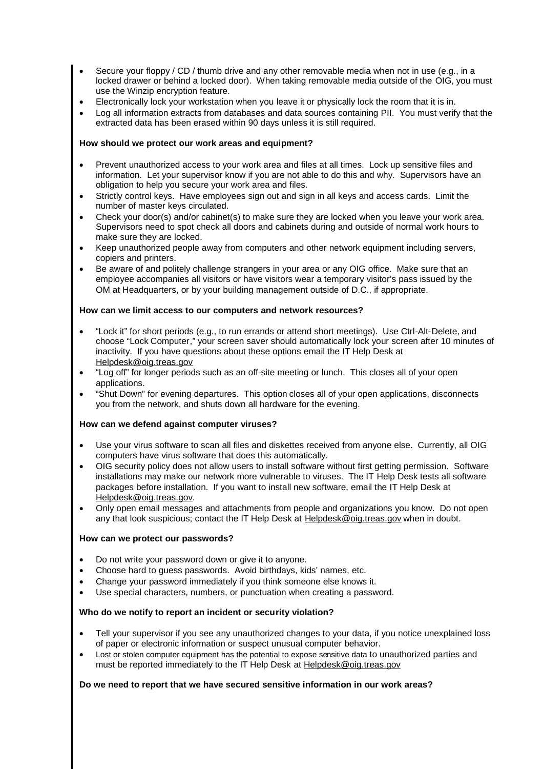- Secure your floppy / CD / thumb drive and any other removable media when not in use (e.g., in a locked drawer or behind a locked door). When taking removable media outside of the OIG, you must use the Winzip encryption feature.
- Electronically lock your workstation when you leave it or physically lock the room that it is in.
- Log all information extracts from databases and data sources containing PII. You must verify that the extracted data has been erased within 90 days unless it is still required.

**How should we protect our work areas and equipment?**

- Prevent unauthorized access to your work area and files at all times. Lock up sensitive files and information. Let your supervisor know if you are not able to do this and why. Supervisors have an obligation to help you secure your work area and files.
- Strictly control keys. Have employees sign out and sign in all keys and access cards. Limit the number of master keys circulated.
- Check your door(s) and/or cabinet(s) to make sure they are locked when you leave your work area. Supervisors need to spot check all doors and cabinets during and outside of normal work hours to make sure they are locked.
- Keep unauthorized people away from computers and other network equipment including servers, copiers and printers.
- Be aware of and politely challenge strangers in your area or any OIG office. Make sure that an employee accompanies all visitors or have visitors wear a temporary visitor's pass issued by the OM at Headquarters, or by your building management outside of D.C., if appropriate.

**How can we limit access to our computers and network resources?**

- "Lock it" for short periods (e.g., to run errands or attend short meetings). Use Ctrl-Alt-Delete, and choose "Lock Computer," your screen saver should automatically lock your screen after 10 minutes of inactivity. If you have questions about these options email the IT Help Desk at Helpdesk@oig.treas.gov
- "Log off" for longer periods such as an off-site meeting or lunch. This closes all of your open applications.
- "Shut Down" for evening departures. This option closes all of your open applications, disconnects you from the network, and shuts down all hardware for the evening.

**How can we defend against computer viruses?**

- Use your virus software to scan all files and diskettes received from anyone else. Currently, all OIG computers have virus software that does this automatically.
- OIG security policy does not allow users to install software without first getting permission. Software installations may make our network more vulnerable to viruses. The IT Help Desk tests all software packages before installation. If you want to install new software, email the IT Help Desk at Helpdesk@oig.treas.gov.
- Only open email messages and attachments from people and organizations you know. Do not open any that look suspicious; contact the IT Help Desk at Helpdesk@oig.treas.gov when in doubt.

**How can we protect our passwords?**

- Do not write your password down or give it to anyone.
- Choose hard to guess passwords. Avoid birthdays, kids' names, etc.
- Change your password immediately if you think someone else knows it.
- Use special characters, numbers, or punctuation when creating a password.

**Who do we notify to report an incident or security violation?**

- Tell your supervisor if you see any unauthorized changes to your data, if you notice unexplained loss of paper or electronic information or suspect unusual computer behavior.
- Lost or stolen computer equipment has the potential to expose sensitive data to unauthorized parties and must be reported immediately to the IT Help Desk at Helpdesk@oig.treas.gov

**Do we need to report that we have secured sensitive information in our work areas?**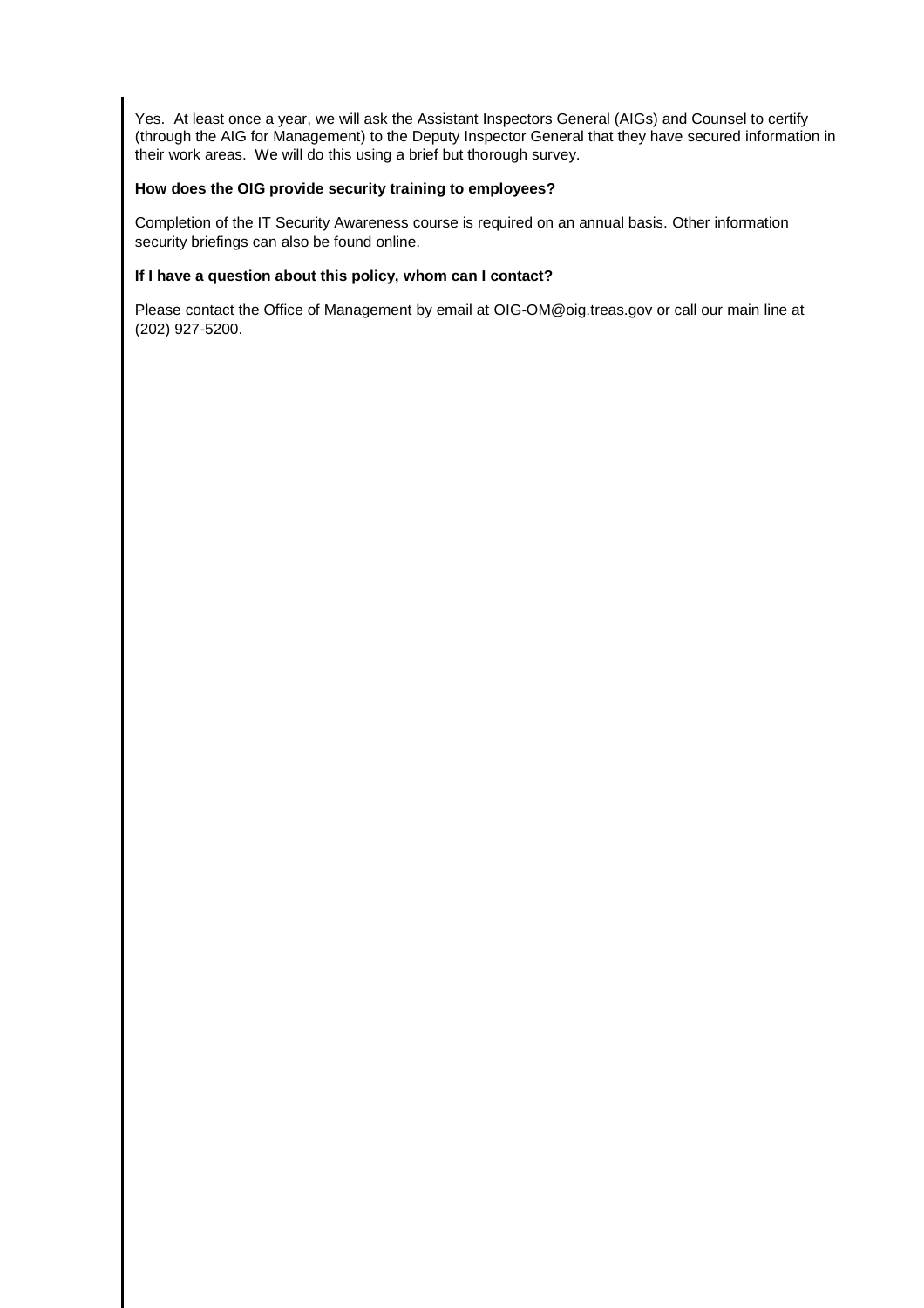Yes. At least once a year, we will ask the Assistant Inspectors General (AIGs) and Counsel to certify (through the AIG for Management) to the Deputy Inspector General that they have secured information in their work areas. We will do this using a brief but thorough survey.

**How does the OIG provide security training to employees?**

Completion of the IT Security Awareness course is required on an annual basis. Other information security briefings can also be found online.

**If I have a question about this policy, whom can I contact?**

Please contact the Office of Management by email at OIG-OM@oig.treas.gov or call our main line at (202) 927-5200.